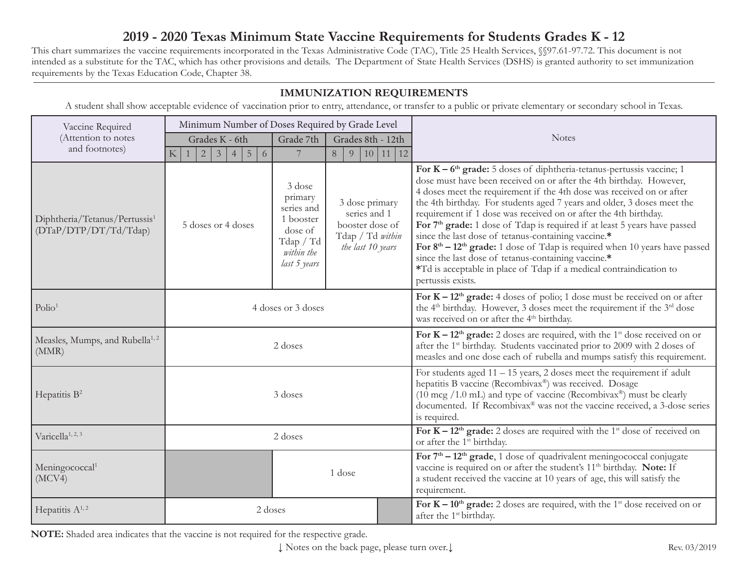# 2019 - 2020 Texas Minimum State Vaccine Requirements for Students Grades K - 12

This chart summarizes the vaccine requirements incorporated in the Texas Administrative Code (TAC), Title 25 Health Services, §§97.61-97.72. This document is not intended as a substitute for the TAC, which has other provisions and details. The Department of State Health Services (DSHS) is granted authority to set immunization requirements by the Texas Education Code, Chapter 38.

## IMMUNIZATION REQUIREMENTS

A student shall show acceptable evidence of vaccination prior to entry, attendance, or transfer to a public or private elementary or secondary school in Texas.

| Vaccine Required (Attention to notes and footnotes) | Minimum Number of Doses Required by Grade Level | | | | Notes |
|---|---|---|---|---|---|
| | Grades K - 6th (K, 1, 2, 3, 4, 5, 6) | Grade 7th (7) | Grades 8th - 12th (8, 9, 10) | Grades 8th - 12th (11, 12) | |
| Diphtheria/Tetanus/Pertussis[1] (DTaP/DTP/DT/Td/Tdap) | 5 doses or 4 doses | 3 dose primary series and 1 booster dose of Tdap / Td *within the last 5 years* | 3 dose primary series and 1 booster dose of Tdap / Td *within the last 10 years* | | **For K – 6th grade:** 5 doses of diphtheria-tetanus-pertussis vaccine; 1 dose must have been received on or after the 4th birthday. However, 4 doses meet the requirement if the 4th dose was received on or after the 4th birthday. For students aged 7 years and older, 3 doses meet the requirement if 1 dose was received on or after the 4th birthday. **For 7th grade:** 1 dose of Tdap is required if at least 5 years have passed since the last dose of tetanus-containing vaccine.**\*** **For 8th – 12th grade:** 1 dose of Tdap is required when 10 years have passed since the last dose of tetanus-containing vaccine.**\*** **\***Td is acceptable in place of Tdap if a medical contraindication to pertussis exists. |
| Polio[1] | 4 doses or 3 doses | | | | **For K – 12th grade:** 4 doses of polio; 1 dose must be received on or after the 4th birthday. However, 3 doses meet the requirement if the 3rd dose was received on or after the 4th birthday. |
| Measles, Mumps, and Rubella[1, 2] (MMR) | 2 doses | | | | **For K – 12th grade:** 2 doses are required, with the 1st dose received on or after the 1st birthday. Students vaccinated prior to 2009 with 2 doses of measles and one dose each of rubella and mumps satisfy this requirement. |
| Hepatitis B[2] | 3 doses | | | | For students aged 11 – 15 years, 2 doses meet the requirement if adult hepatitis B vaccine (Recombivax®) was received. Dosage (10 mcg /1.0 mL) and type of vaccine (Recombivax®) must be clearly documented. If Recombivax® was not the vaccine received, a 3-dose series is required. |
| Varicella[1, 2, 3] | 2 doses | | | | **For K – 12th grade:** 2 doses are required with the 1st dose of received on or after the 1st birthday. |
| Meningococcal[1] (MCV4) | | 1 dose | | | **For 7th – 12th grade**, 1 dose of quadrivalent meningococcal conjugate vaccine is required on or after the student's 11th birthday. **Note:** If a student received the vaccine at 10 years of age, this will satisfy the requirement. |
| Hepatitis A[1, 2] | 2 doses | | | | **For K – 10th grade:** 2 doses are required, with the 1st dose received on or after the 1st birthday. |

**NOTE:** Shaded area indicates that the vaccine is not required for the respective grade.

↓ Notes on the back page, please turn over.↓

Rev. 03/2019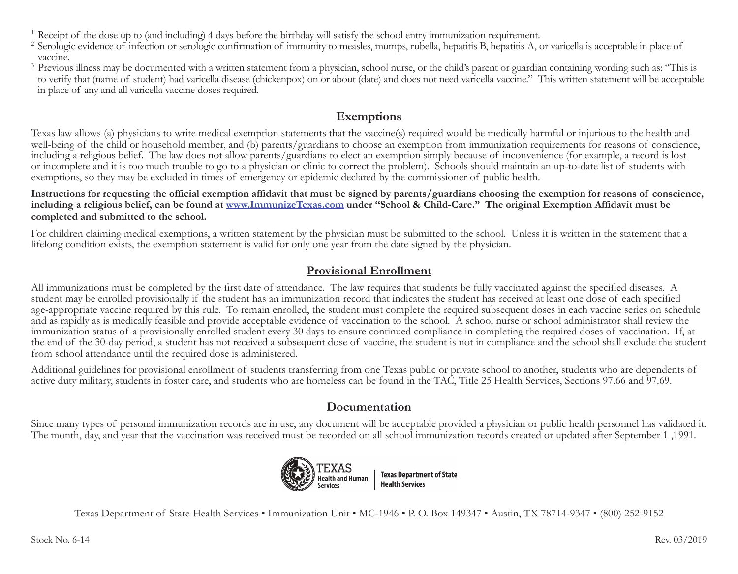[1] Receipt of the dose up to (and including) 4 days before the birthday will satisfy the school entry immunization requirement.

[2] Serologic evidence of infection or serologic confirmation of immunity to measles, mumps, rubella, hepatitis B, hepatitis A, or varicella is acceptable in place of vaccine.

[3] Previous illness may be documented with a written statement from a physician, school nurse, or the child's parent or guardian containing wording such as: "This is to verify that (name of student) had varicella disease (chickenpox) on or about (date) and does not need varicella vaccine." This written statement will be acceptable in place of any and all varicella vaccine doses required.

## Exemptions

Texas law allows (a) physicians to write medical exemption statements that the vaccine(s) required would be medically harmful or injurious to the health and well-being of the child or household member, and (b) parents/guardians to choose an exemption from immunization requirements for reasons of conscience, including a religious belief. The law does not allow parents/guardians to elect an exemption simply because of inconvenience (for example, a record is lost or incomplete and it is too much trouble to go to a physician or clinic to correct the problem). Schools should maintain an up-to-date list of students with exemptions, so they may be excluded in times of emergency or epidemic declared by the commissioner of public health.

**Instructions for requesting the official exemption affidavit that must be signed by parents/guardians choosing the exemption for reasons of conscience, including a religious belief, can be found at www.ImmunizeTexas.com under "School & Child-Care." The original Exemption Affidavit must be completed and submitted to the school.**

For children claiming medical exemptions, a written statement by the physician must be submitted to the school. Unless it is written in the statement that a lifelong condition exists, the exemption statement is valid for only one year from the date signed by the physician.

## Provisional Enrollment

All immunizations must be completed by the first date of attendance. The law requires that students be fully vaccinated against the specified diseases. A student may be enrolled provisionally if the student has an immunization record that indicates the student has received at least one dose of each specified age-appropriate vaccine required by this rule. To remain enrolled, the student must complete the required subsequent doses in each vaccine series on schedule and as rapidly as is medically feasible and provide acceptable evidence of vaccination to the school. A school nurse or school administrator shall review the immunization status of a provisionally enrolled student every 30 days to ensure continued compliance in completing the required doses of vaccination. If, at the end of the 30-day period, a student has not received a subsequent dose of vaccine, the student is not in compliance and the school shall exclude the student from school attendance until the required dose is administered.

Additional guidelines for provisional enrollment of students transferring from one Texas public or private school to another, students who are dependents of active duty military, students in foster care, and students who are homeless can be found in the TAC, Title 25 Health Services, Sections 97.66 and 97.69.

## Documentation

Since many types of personal immunization records are in use, any document will be acceptable provided a physician or public health personnel has validated it. The month, day, and year that the vaccination was received must be recorded on all school immunization records created or updated after September 1 ,1991.

TEXAS Health and Human Services | Texas Department of State Health Services

Texas Department of State Health Services • Immunization Unit • MC-1946 • P. O. Box 149347 • Austin, TX 78714-9347 • (800) 252-9152

Stock No. 6-14 Rev. 03/2019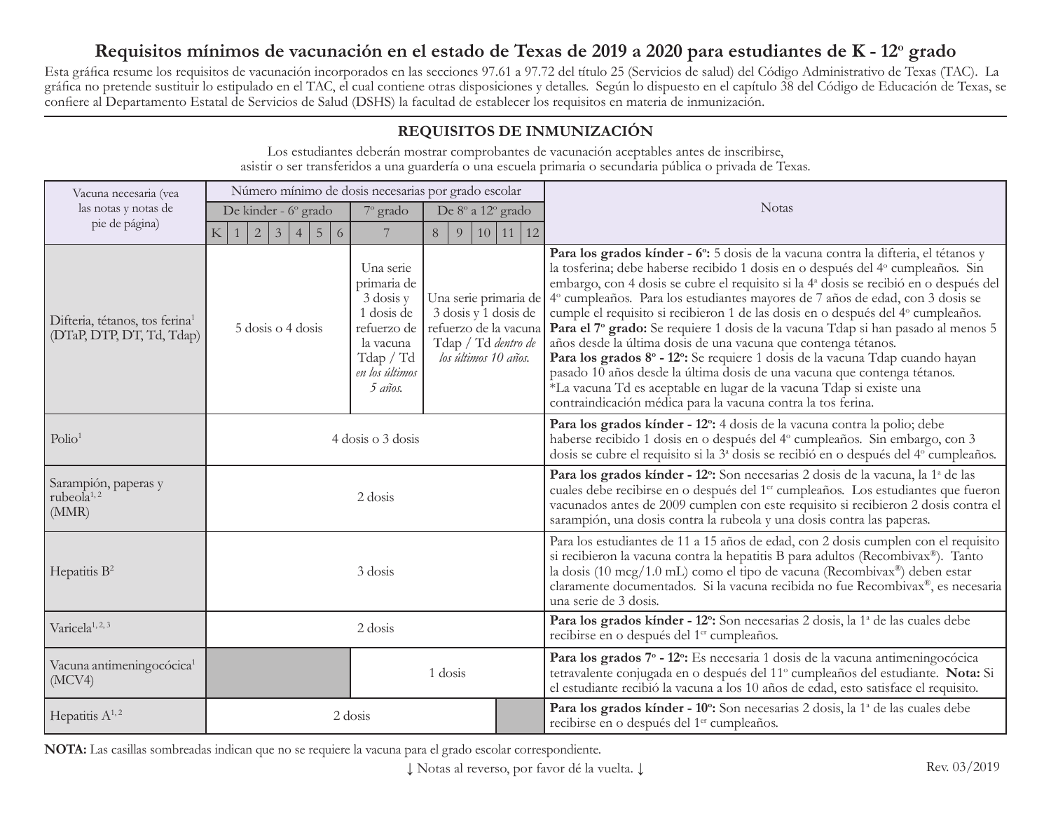# Requisitos mínimos de vacunación en el estado de Texas de 2019 a 2020 para estudiantes de K - 12º grado

Esta gráfica resume los requisitos de vacunación incorporados en las secciones 97.61 a 97.72 del título 25 (Servicios de salud) del Código Administrativo de Texas (TAC). La gráfica no pretende sustituir lo estipulado en el TAC, el cual contiene otras disposiciones y detalles. Según lo dispuesto en el capítulo 38 del Código de Educación de Texas, se confiere al Departamento Estatal de Servicios de Salud (DSHS) la facultad de establecer los requisitos en materia de inmunización.

## REQUISITOS DE INMUNIZACIÓN

Los estudiantes deberán mostrar comprobantes de vacunación aceptables antes de inscribirse, asistir o ser transferidos a una guardería o una escuela primaria o secundaria pública o privada de Texas.

| Vacuna necesaria (vea las notas y notas de pie de página) | Número mínimo de dosis necesarias por grado escolar | | | Notas |
|---|---|---|---|---|
| | De kinder - 6º grado (K, 1, 2, 3, 4, 5, 6) | 7º grado (7) | De 8º a 12º grado (8, 9, 10, 11, 12) | |
| Difteria, tétanos, tos ferina[1] (DTaP, DTP, DT, Td, Tdap) | 5 dosis o 4 dosis | Una serie primaria de 3 dosis y 1 dosis de refuerzo de la vacuna Tdap / Td *en los últimos 5 años.* | Una serie primaria de 3 dosis y 1 dosis de refuerzo de la vacuna Tdap / Td *dentro de los últimos 10 años.* | **Para los grados kínder - 6º:** 5 dosis de la vacuna contra la difteria, el tétanos y la tosferina; debe haberse recibido 1 dosis en o después del 4º cumpleaños. Sin embargo, con 4 dosis se cubre el requisito si la 4ª dosis se recibió en o después del 4º cumpleaños. Para los estudiantes mayores de 7 años de edad, con 3 dosis se cumple el requisito si recibieron 1 de las dosis en o después del 4º cumpleaños. **Para el 7º grado:** Se requiere 1 dosis de la vacuna Tdap si han pasado al menos 5 años desde la última dosis de una vacuna que contenga tétanos. **Para los grados 8º - 12º:** Se requiere 1 dosis de la vacuna Tdap cuando hayan pasado 10 años desde la última dosis de una vacuna que contenga tétanos. *La vacuna Td es aceptable en lugar de la vacuna Tdap si existe una contraindicación médica para la vacuna contra la tos ferina. |
| Polio[1] | 4 dosis o 3 dosis | | | **Para los grados kínder - 12º:** 4 dosis de la vacuna contra la polio; debe haberse recibido 1 dosis en o después del 4º cumpleaños. Sin embargo, con 3 dosis se cubre el requisito si la 3ª dosis se recibió en o después del 4º cumpleaños. |
| Sarampión, paperas y rubeola[1, 2] (MMR) | 2 dosis | | | **Para los grados kínder - 12º:** Son necesarias 2 dosis de la vacuna, la 1ª de las cuales debe recibirse en o después del 1er cumpleaños. Los estudiantes que fueron vacunados antes de 2009 cumplen con este requisito si recibieron 2 dosis contra el sarampión, una dosis contra la rubeola y una dosis contra las paperas. |
| Hepatitis B[2] | 3 dosis | | | Para los estudiantes de 11 a 15 años de edad, con 2 dosis cumplen con el requisito si recibieron la vacuna contra la hepatitis B para adultos (Recombivax®). Tanto la dosis (10 mcg/1.0 mL) como el tipo de vacuna (Recombivax®) deben estar claramente documentados. Si la vacuna recibida no fue Recombivax®, es necesaria una serie de 3 dosis. |
| Varicela[1, 2, 3] | 2 dosis | | | **Para los grados kínder - 12º:** Son necesarias 2 dosis, la 1ª de las cuales debe recibirse en o después del 1er cumpleaños. |
| Vacuna antimeningocócica[1] (MCV4) | (sombreado) | 1 dosis | | **Para los grados 7º - 12º:** Es necesaria 1 dosis de la vacuna antimeningocócica tetravalente conjugada en o después del 11º cumpleaños del estudiante. **Nota:** Si el estudiante recibió la vacuna a los 10 años de edad, esto satisface el requisito. |
| Hepatitis A[1, 2] | 2 dosis (K - 10º) | | (sombreado: 11º - 12º) | **Para los grados kínder - 10º:** Son necesarias 2 dosis, la 1ª de las cuales debe recibirse en o después del 1er cumpleaños. |

**NOTA:** Las casillas sombreadas indican que no se requiere la vacuna para el grado escolar correspondiente.

↓ Notas al reverso, por favor dé la vuelta. ↓

Rev. 03/2019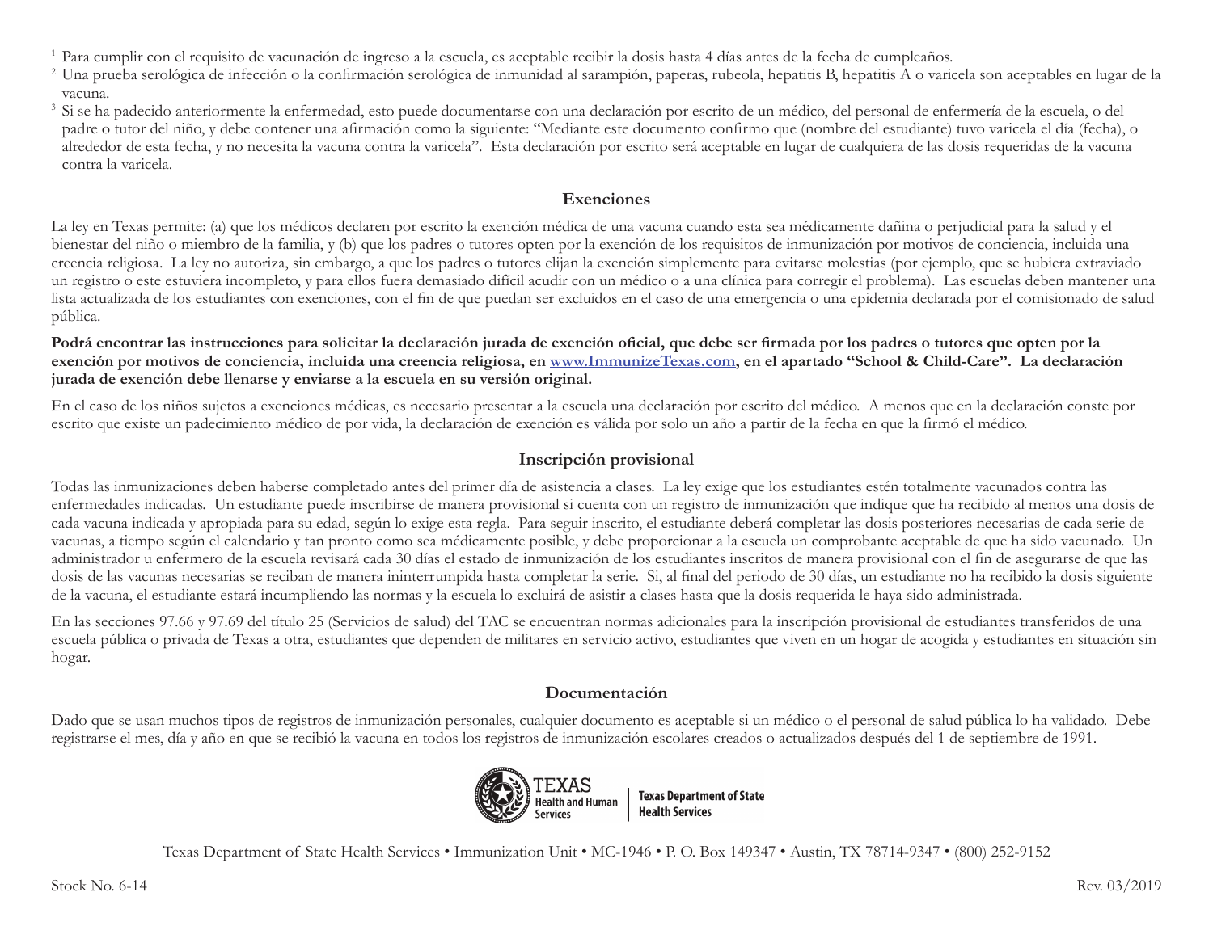[1] Para cumplir con el requisito de vacunación de ingreso a la escuela, es aceptable recibir la dosis hasta 4 días antes de la fecha de cumpleaños.

[2] Una prueba serológica de infección o la confirmación serológica de inmunidad al sarampión, paperas, rubeola, hepatitis B, hepatitis A o varicela son aceptables en lugar de la vacuna.

[3] Si se ha padecido anteriormente la enfermedad, esto puede documentarse con una declaración por escrito de un médico, del personal de enfermería de la escuela, o del padre o tutor del niño, y debe contener una afirmación como la siguiente: "Mediante este documento confirmo que (nombre del estudiante) tuvo varicela el día (fecha), o alrededor de esta fecha, y no necesita la vacuna contra la varicela". Esta declaración por escrito será aceptable en lugar de cualquiera de las dosis requeridas de la vacuna contra la varicela.

## Exenciones

La ley en Texas permite: (a) que los médicos declaren por escrito la exención médica de una vacuna cuando esta sea médicamente dañina o perjudicial para la salud y el bienestar del niño o miembro de la familia, y (b) que los padres o tutores opten por la exención de los requisitos de inmunización por motivos de conciencia, incluida una creencia religiosa. La ley no autoriza, sin embargo, a que los padres o tutores elijan la exención simplemente para evitarse molestias (por ejemplo, que se hubiera extraviado un registro o este estuviera incompleto, y para ellos fuera demasiado difícil acudir con un médico o a una clínica para corregir el problema). Las escuelas deben mantener una lista actualizada de los estudiantes con exenciones, con el fin de que puedan ser excluidos en el caso de una emergencia o una epidemia declarada por el comisionado de salud pública.

**Podrá encontrar las instrucciones para solicitar la declaración jurada de exención oficial, que debe ser firmada por los padres o tutores que opten por la exención por motivos de conciencia, incluida una creencia religiosa, en [www.ImmunizeTexas.com](http://www.ImmunizeTexas.com), en el apartado "School & Child-Care". La declaración jurada de exención debe llenarse y enviarse a la escuela en su versión original.**

En el caso de los niños sujetos a exenciones médicas, es necesario presentar a la escuela una declaración por escrito del médico. A menos que en la declaración conste por escrito que existe un padecimiento médico de por vida, la declaración de exención es válida por solo un año a partir de la fecha en que la firmó el médico.

## Inscripción provisional

Todas las inmunizaciones deben haberse completado antes del primer día de asistencia a clases. La ley exige que los estudiantes estén totalmente vacunados contra las enfermedades indicadas. Un estudiante puede inscribirse de manera provisional si cuenta con un registro de inmunización que indique que ha recibido al menos una dosis de cada vacuna indicada y apropiada para su edad, según lo exige esta regla. Para seguir inscrito, el estudiante deberá completar las dosis posteriores necesarias de cada serie de vacunas, a tiempo según el calendario y tan pronto como sea médicamente posible, y debe proporcionar a la escuela un comprobante aceptable de que ha sido vacunado. Un administrador u enfermero de la escuela revisará cada 30 días el estado de inmunización de los estudiantes inscritos de manera provisional con el fin de asegurarse de que las dosis de las vacunas necesarias se reciban de manera ininterrumpida hasta completar la serie. Si, al final del periodo de 30 días, un estudiante no ha recibido la dosis siguiente de la vacuna, el estudiante estará incumpliendo las normas y la escuela lo excluirá de asistir a clases hasta que la dosis requerida le haya sido administrada.

En las secciones 97.66 y 97.69 del título 25 (Servicios de salud) del TAC se encuentran normas adicionales para la inscripción provisional de estudiantes transferidos de una escuela pública o privada de Texas a otra, estudiantes que dependen de militares en servicio activo, estudiantes que viven en un hogar de acogida y estudiantes en situación sin hogar.

## Documentación

Dado que se usan muchos tipos de registros de inmunización personales, cualquier documento es aceptable si un médico o el personal de salud pública lo ha validado. Debe registrarse el mes, día y año en que se recibió la vacuna en todos los registros de inmunización escolares creados o actualizados después del 1 de septiembre de 1991.

TEXAS Health and Human Services | Texas Department of State Health Services

Texas Department of State Health Services • Immunization Unit • MC-1946 • P. O. Box 149347 • Austin, TX 78714-9347 • (800) 252-9152

Stock No. 6-14

Rev. 03/2019